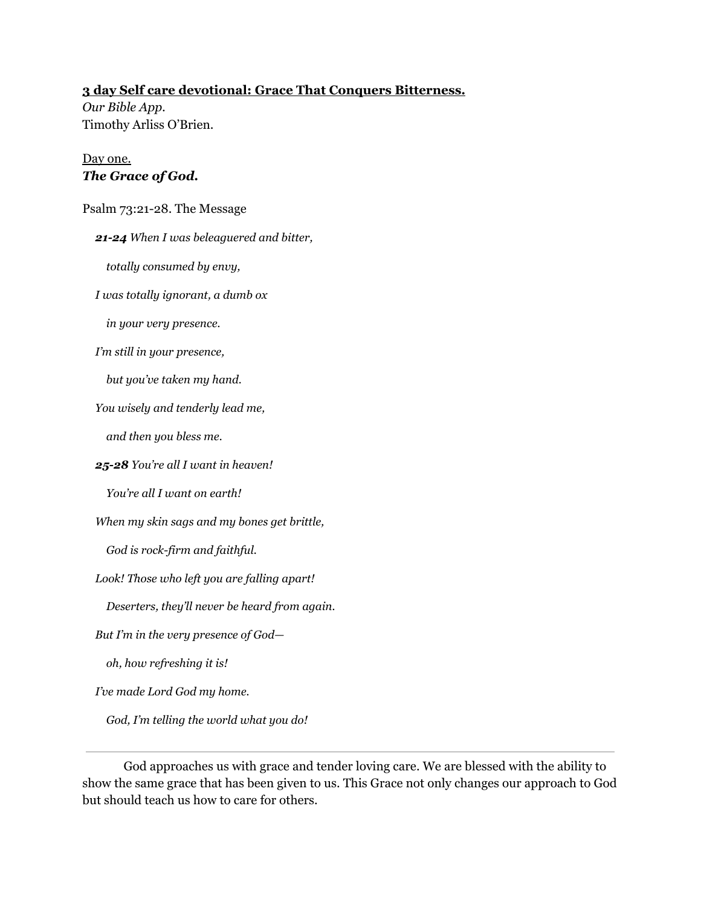**<u>3 day Self care devotional: Grace That Conquers Bitterness.</u>**

*Our Bible App.*

Timothy Arliss O'Brien.

<u>Day one.</u>

***The Grace of God.***

Psalm 73:21-28. The Message

***21-24*** *When I was beleaguered and bitter,*

*totally consumed by envy,*

*I was totally ignorant, a dumb ox*

*in your very presence.*

*I'm still in your presence,*

*but you've taken my hand.*

*You wisely and tenderly lead me,*

*and then you bless me.*

***25-28*** *You're all I want in heaven!*

*You're all I want on earth!*

*When my skin sags and my bones get brittle,*

*God is rock-firm and faithful.*

*Look! Those who left you are falling apart!*

*Deserters, they'll never be heard from again.*

*But I'm in the very presence of God—*

*oh, how refreshing it is!*

*I've made Lord God my home.*

*God, I'm telling the world what you do!*

---

God approaches us with grace and tender loving care. We are blessed with the ability to show the same grace that has been given to us. This Grace not only changes our approach to God but should teach us how to care for others.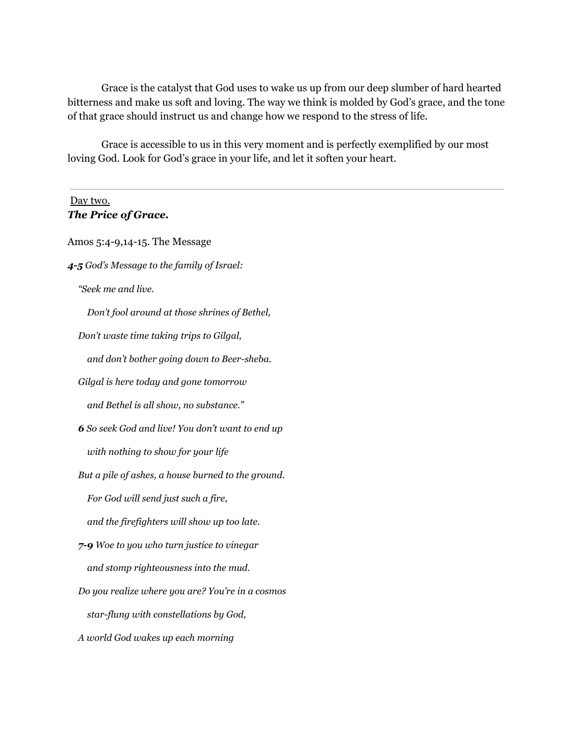Grace is the catalyst that God uses to wake us up from our deep slumber of hard hearted bitterness and make us soft and loving. The way we think is molded by God's grace, and the tone of that grace should instruct us and change how we respond to the stress of life.

Grace is accessible to us in this very moment and is perfectly exemplified by our most loving God. Look for God's grace in your life, and let it soften your heart.

---

Day two.

***The Price of Grace.***

Amos 5:4-9,14-15. The Message

***4-5*** *God's Message to the family of Israel:*

*"Seek me and live.*

*Don't fool around at those shrines of Bethel,*

*Don't waste time taking trips to Gilgal,*

*and don't bother going down to Beer-sheba.*

*Gilgal is here today and gone tomorrow*

*and Bethel is all show, no substance."*

***6*** *So seek God and live! You don't want to end up*

*with nothing to show for your life*

*But a pile of ashes, a house burned to the ground.*

*For God will send just such a fire,*

*and the firefighters will show up too late.*

***7-9*** *Woe to you who turn justice to vinegar*

*and stomp righteousness into the mud.*

*Do you realize where you are? You're in a cosmos*

*star-flung with constellations by God,*

*A world God wakes up each morning*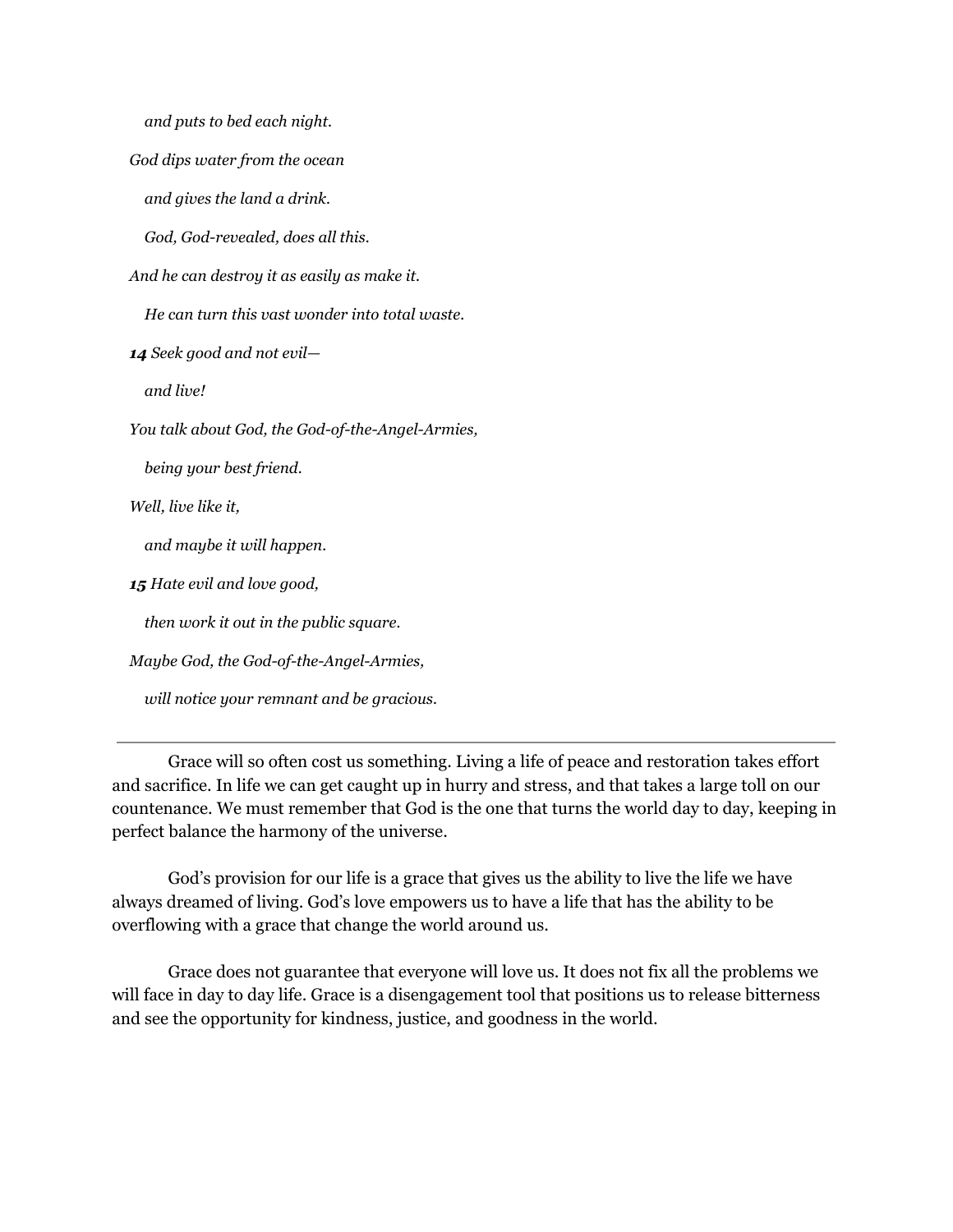*and puts to bed each night.*

*God dips water from the ocean*

*and gives the land a drink.*

*God, God-revealed, does all this.*

*And he can destroy it as easily as make it.*

*He can turn this vast wonder into total waste.*

***14*** *Seek good and not evil—*

*and live!*

*You talk about God, the God-of-the-Angel-Armies,*

*being your best friend.*

*Well, live like it,*

*and maybe it will happen.*

***15*** *Hate evil and love good,*

*then work it out in the public square.*

*Maybe God, the God-of-the-Angel-Armies,*

*will notice your remnant and be gracious.*

---

Grace will so often cost us something. Living a life of peace and restoration takes effort and sacrifice. In life we can get caught up in hurry and stress, and that takes a large toll on our countenance. We must remember that God is the one that turns the world day to day, keeping in perfect balance the harmony of the universe.

God's provision for our life is a grace that gives us the ability to live the life we have always dreamed of living. God's love empowers us to have a life that has the ability to be overflowing with a grace that change the world around us.

Grace does not guarantee that everyone will love us. It does not fix all the problems we will face in day to day life. Grace is a disengagement tool that positions us to release bitterness and see the opportunity for kindness, justice, and goodness in the world.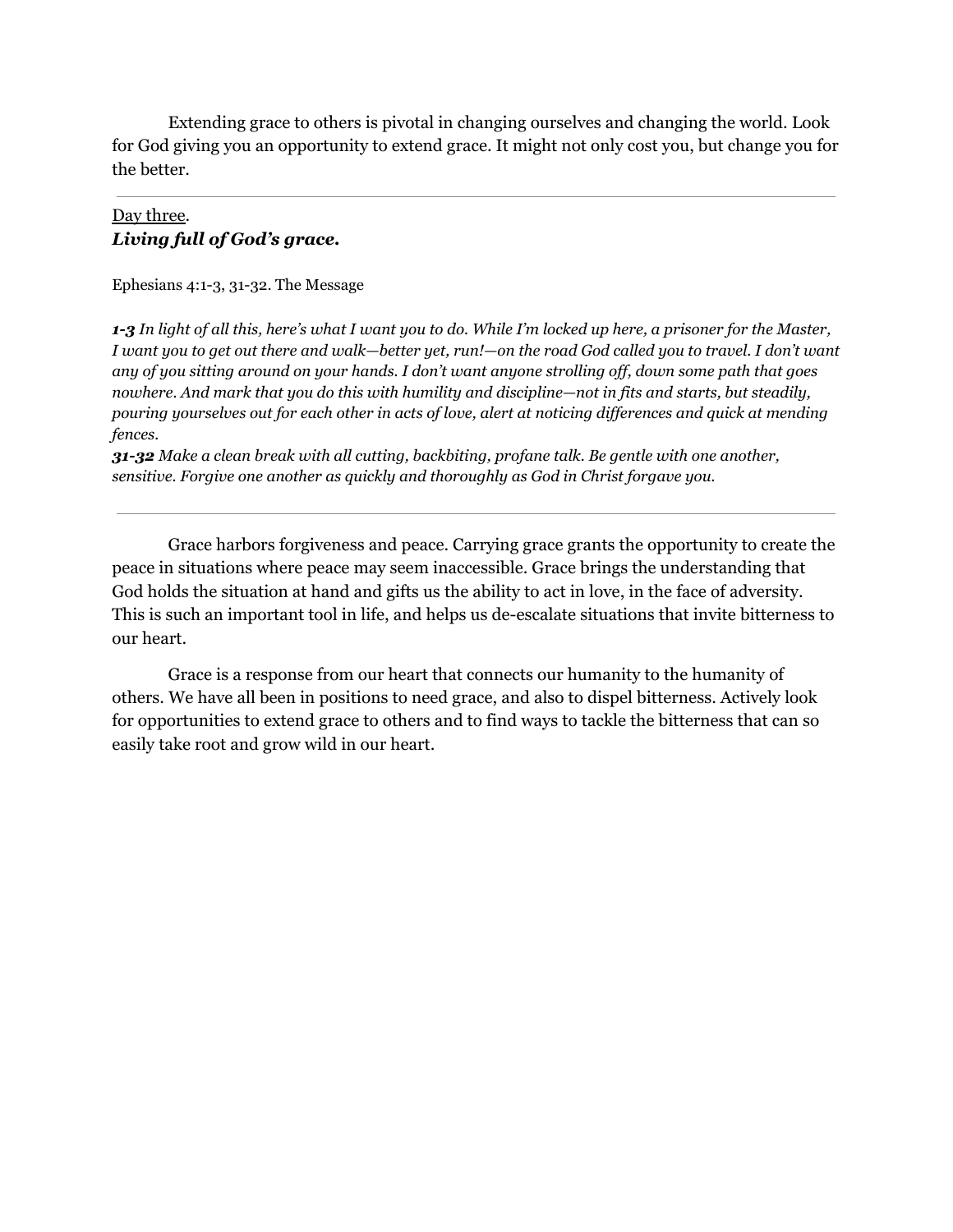Extending grace to others is pivotal in changing ourselves and changing the world. Look for God giving you an opportunity to extend grace. It might not only cost you, but change you for the better.

---

Day three.

***Living full of God's grace.***

Ephesians 4:1-3, 31-32. The Message

***1-3*** *In light of all this, here's what I want you to do. While I'm locked up here, a prisoner for the Master, I want you to get out there and walk—better yet, run!—on the road God called you to travel. I don't want any of you sitting around on your hands. I don't want anyone strolling off, down some path that goes nowhere. And mark that you do this with humility and discipline—not in fits and starts, but steadily, pouring yourselves out for each other in acts of love, alert at noticing differences and quick at mending fences.*

***31-32*** *Make a clean break with all cutting, backbiting, profane talk. Be gentle with one another, sensitive. Forgive one another as quickly and thoroughly as God in Christ forgave you.*

---

Grace harbors forgiveness and peace. Carrying grace grants the opportunity to create the peace in situations where peace may seem inaccessible. Grace brings the understanding that God holds the situation at hand and gifts us the ability to act in love, in the face of adversity. This is such an important tool in life, and helps us de-escalate situations that invite bitterness to our heart.

Grace is a response from our heart that connects our humanity to the humanity of others. We have all been in positions to need grace, and also to dispel bitterness. Actively look for opportunities to extend grace to others and to find ways to tackle the bitterness that can so easily take root and grow wild in our heart.